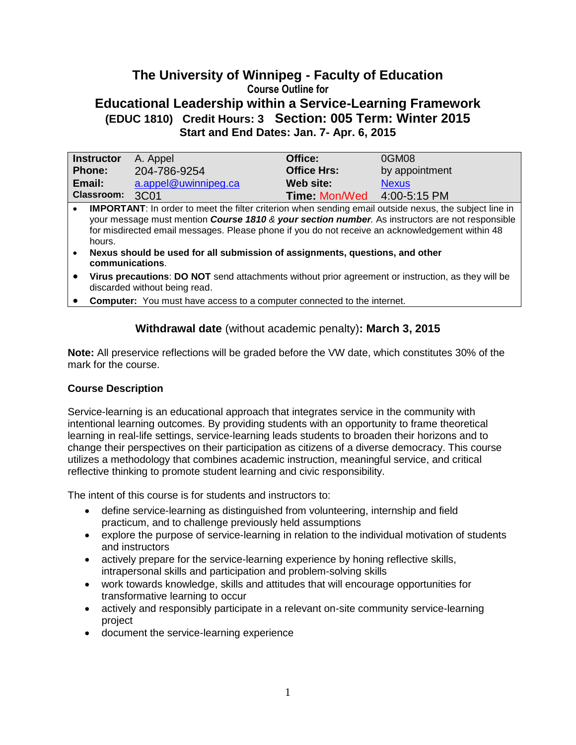# The University of Winnipeg - Faculty of Education

**Course Outline for**

## Educational Leadership within a Service-Learning Framework

**(EDUC 1810) Credit Hours: 3 Section: 005 Term: Winter 2015**

**Start and End Dates: Jan. 7- Apr. 6, 2015**

| | | | |
|---|---|---|---|
| **Instructor** | A. Appel | **Office:** | 0GM08 |
| **Phone:** | 204-786-9254 | **Office Hrs:** | by appointment |
| **Email:** | a.appel@uwinnipeg.ca | **Web site:** | Nexus |
| **Classroom:** | 3C01 | **Time:** Mon/Wed | 4:00-5:15 PM |

- **IMPORTANT**: In order to meet the filter criterion when sending email outside nexus, the subject line in your message must mention ***Course 1810*** *&* ***your section number****.* As instructors are not responsible for misdirected email messages. Please phone if you do not receive an acknowledgement within 48 hours.
- **Nexus should be used for all submission of assignments, questions, and other communications**.
- **Virus precautions**: **DO NOT** send attachments without prior agreement or instruction, as they will be discarded without being read.
- **Computer:** You must have access to a computer connected to the internet.

**Withdrawal date** (without academic penalty)**: March 3, 2015**

**Note:** All preservice reflections will be graded before the VW date, which constitutes 30% of the mark for the course.

### Course Description

Service-learning is an educational approach that integrates service in the community with intentional learning outcomes. By providing students with an opportunity to frame theoretical learning in real-life settings, service-learning leads students to broaden their horizons and to change their perspectives on their participation as citizens of a diverse democracy. This course utilizes a methodology that combines academic instruction, meaningful service, and critical reflective thinking to promote student learning and civic responsibility.

The intent of this course is for students and instructors to:

- define service-learning as distinguished from volunteering, internship and field practicum, and to challenge previously held assumptions
- explore the purpose of service-learning in relation to the individual motivation of students and instructors
- actively prepare for the service-learning experience by honing reflective skills, intrapersonal skills and participation and problem-solving skills
- work towards knowledge, skills and attitudes that will encourage opportunities for transformative learning to occur
- actively and responsibly participate in a relevant on-site community service-learning project
- document the service-learning experience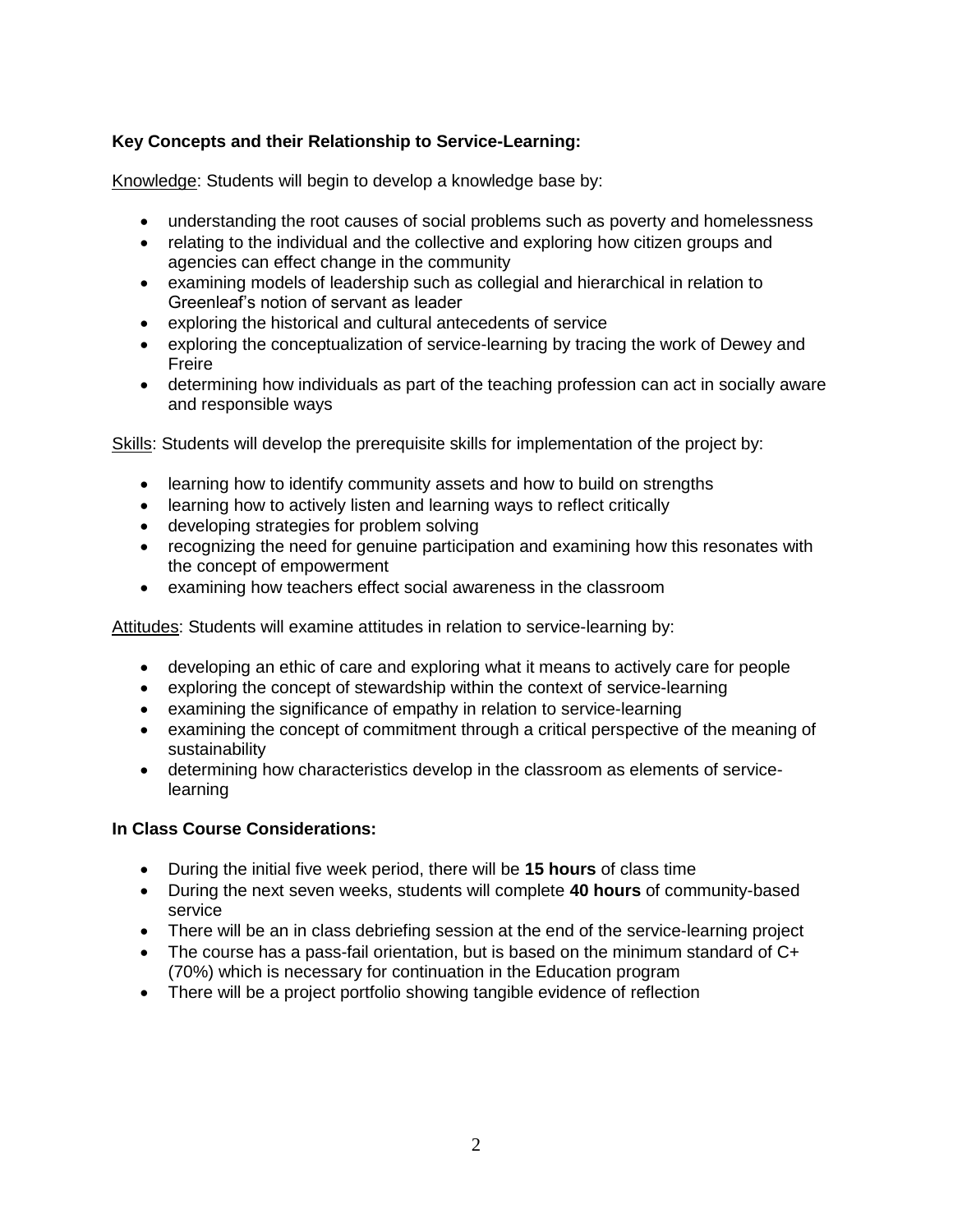**Key Concepts and their Relationship to Service-Learning:**

Knowledge: Students will begin to develop a knowledge base by:

- understanding the root causes of social problems such as poverty and homelessness
- relating to the individual and the collective and exploring how citizen groups and agencies can effect change in the community
- examining models of leadership such as collegial and hierarchical in relation to Greenleaf's notion of servant as leader
- exploring the historical and cultural antecedents of service
- exploring the conceptualization of service-learning by tracing the work of Dewey and Freire
- determining how individuals as part of the teaching profession can act in socially aware and responsible ways

Skills: Students will develop the prerequisite skills for implementation of the project by:

- learning how to identify community assets and how to build on strengths
- learning how to actively listen and learning ways to reflect critically
- developing strategies for problem solving
- recognizing the need for genuine participation and examining how this resonates with the concept of empowerment
- examining how teachers effect social awareness in the classroom

Attitudes: Students will examine attitudes in relation to service-learning by:

- developing an ethic of care and exploring what it means to actively care for people
- exploring the concept of stewardship within the context of service-learning
- examining the significance of empathy in relation to service-learning
- examining the concept of commitment through a critical perspective of the meaning of sustainability
- determining how characteristics develop in the classroom as elements of service-learning

**In Class Course Considerations:**

- During the initial five week period, there will be **15 hours** of class time
- During the next seven weeks, students will complete **40 hours** of community-based service
- There will be an in class debriefing session at the end of the service-learning project
- The course has a pass-fail orientation, but is based on the minimum standard of C+ (70%) which is necessary for continuation in the Education program
- There will be a project portfolio showing tangible evidence of reflection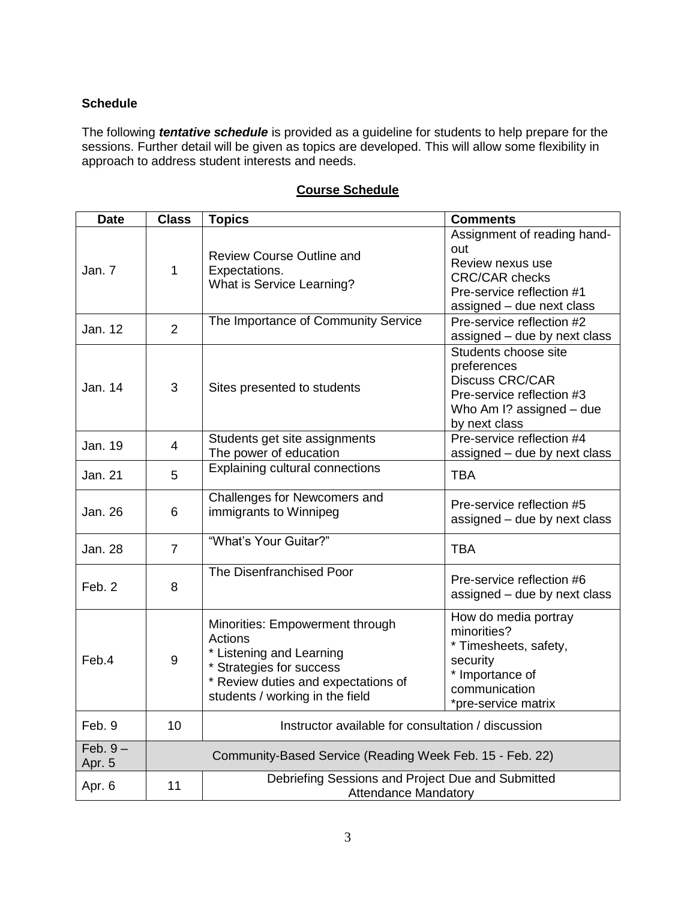**Schedule**

The following ***tentative schedule*** is provided as a guideline for students to help prepare for the sessions. Further detail will be given as topics are developed. This will allow some flexibility in approach to address student interests and needs.

**Course Schedule**

| Date | Class | Topics | Comments |
|---|---|---|---|
| Jan. 7 | 1 | Review Course Outline and Expectations.<br>What is Service Learning? | Assignment of reading hand-out<br>Review nexus use<br>CRC/CAR checks<br>Pre-service reflection #1 assigned – due next class |
| Jan. 12 | 2 | The Importance of Community Service | Pre-service reflection #2 assigned – due by next class |
| Jan. 14 | 3 | Sites presented to students | Students choose site preferences<br>Discuss CRC/CAR<br>Pre-service reflection #3 Who Am I? assigned – due by next class |
| Jan. 19 | 4 | Students get site assignments<br>The power of education | Pre-service reflection #4 assigned – due by next class |
| Jan. 21 | 5 | Explaining cultural connections | TBA |
| Jan. 26 | 6 | Challenges for Newcomers and immigrants to Winnipeg | Pre-service reflection #5 assigned – due by next class |
| Jan. 28 | 7 | "What's Your Guitar?" | TBA |
| Feb. 2 | 8 | The Disenfranchised Poor | Pre-service reflection #6 assigned – due by next class |
| Feb.4 | 9 | Minorities: Empowerment through Actions<br>* Listening and Learning<br>* Strategies for success<br>* Review duties and expectations of students / working in the field | How do media portray minorities?<br>* Timesheets, safety, security<br>* Importance of communication<br>*pre-service matrix |
| Feb. 9 | 10 | Instructor available for consultation / discussion | |
| Feb. 9 – Apr. 5 | Community-Based Service (Reading Week Feb. 15 - Feb. 22) | | |
| Apr. 6 | 11 | Debriefing Sessions and Project Due and Submitted<br>Attendance Mandatory | |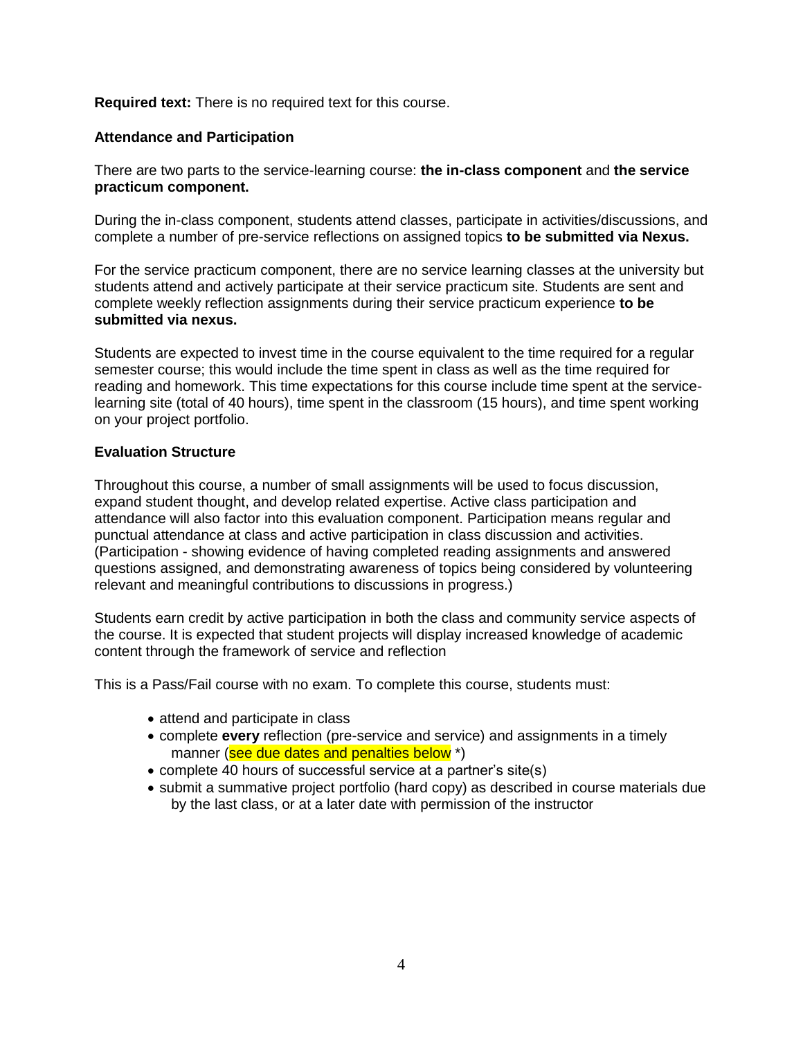**Required text:** There is no required text for this course.

**Attendance and Participation**

There are two parts to the service-learning course: **the in-class component** and **the service practicum component.**

During the in-class component, students attend classes, participate in activities/discussions, and complete a number of pre-service reflections on assigned topics **to be submitted via Nexus.**

For the service practicum component, there are no service learning classes at the university but students attend and actively participate at their service practicum site. Students are sent and complete weekly reflection assignments during their service practicum experience **to be submitted via nexus.**

Students are expected to invest time in the course equivalent to the time required for a regular semester course; this would include the time spent in class as well as the time required for reading and homework. This time expectations for this course include time spent at the service-learning site (total of 40 hours), time spent in the classroom (15 hours), and time spent working on your project portfolio.

**Evaluation Structure**

Throughout this course, a number of small assignments will be used to focus discussion, expand student thought, and develop related expertise. Active class participation and attendance will also factor into this evaluation component. Participation means regular and punctual attendance at class and active participation in class discussion and activities. (Participation - showing evidence of having completed reading assignments and answered questions assigned, and demonstrating awareness of topics being considered by volunteering relevant and meaningful contributions to discussions in progress.)

Students earn credit by active participation in both the class and community service aspects of the course. It is expected that student projects will display increased knowledge of academic content through the framework of service and reflection

This is a Pass/Fail course with no exam. To complete this course, students must:

- attend and participate in class
- complete **every** reflection (pre-service and service) and assignments in a timely manner (see due dates and penalties below *)
- complete 40 hours of successful service at a partner's site(s)
- submit a summative project portfolio (hard copy) as described in course materials due by the last class, or at a later date with permission of the instructor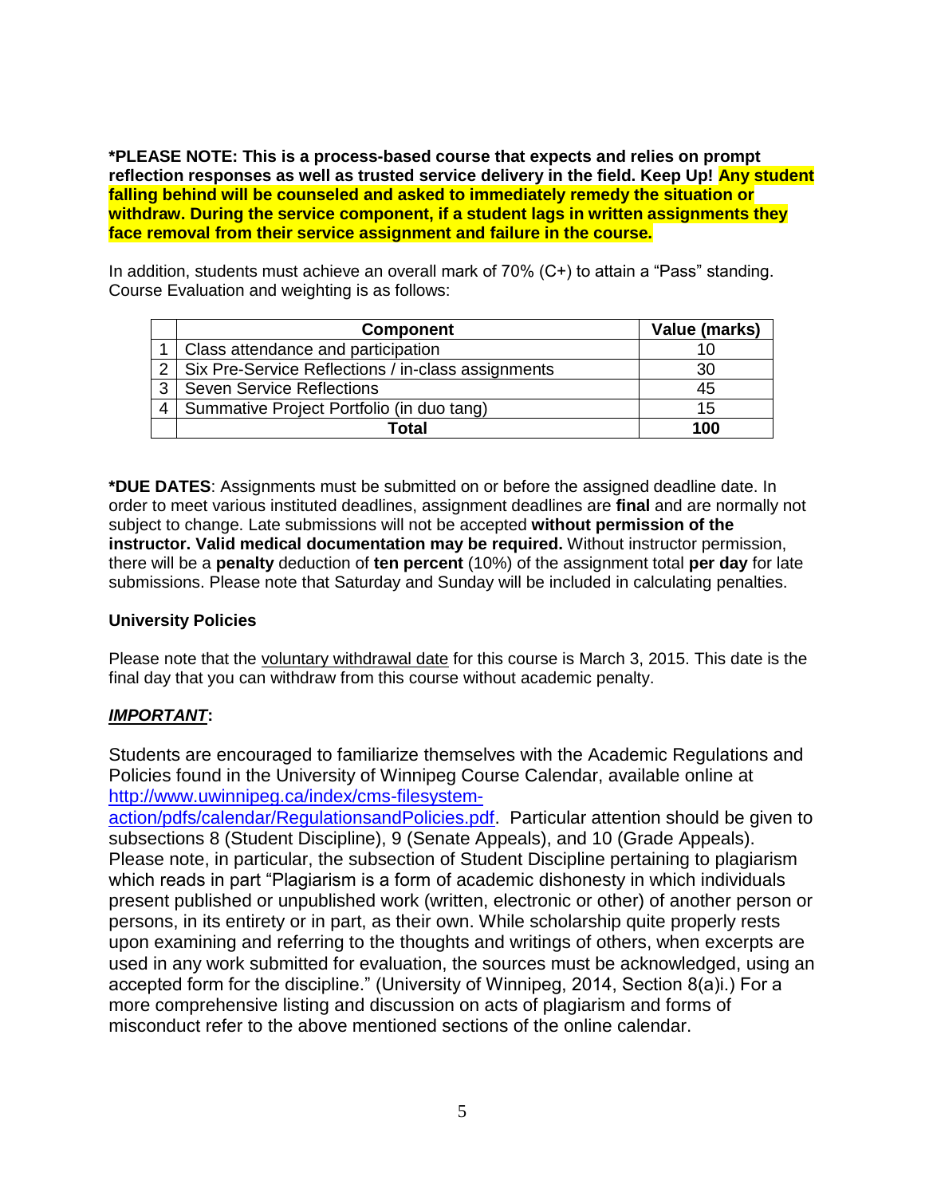**\*PLEASE NOTE: This is a process-based course that expects and relies on prompt reflection responses as well as trusted service delivery in the field. Keep Up! Any student falling behind will be counseled and asked to immediately remedy the situation or withdraw. During the service component, if a student lags in written assignments they face removal from their service assignment and failure in the course.**

In addition, students must achieve an overall mark of 70% (C+) to attain a "Pass" standing. Course Evaluation and weighting is as follows:

| | Component | Value (marks) |
|---|---|---|
| 1 | Class attendance and participation | 10 |
| 2 | Six Pre-Service Reflections / in-class assignments | 30 |
| 3 | Seven Service Reflections | 45 |
| 4 | Summative Project Portfolio (in duo tang) | 15 |
| | **Total** | **100** |

**\*DUE DATES**: Assignments must be submitted on or before the assigned deadline date. In order to meet various instituted deadlines, assignment deadlines are **final** and are normally not subject to change. Late submissions will not be accepted **without permission of the instructor. Valid medical documentation may be required.** Without instructor permission, there will be a **penalty** deduction of **ten percent** (10%) of the assignment total **per day** for late submissions. Please note that Saturday and Sunday will be included in calculating penalties.

**University Policies**

Please note that the voluntary withdrawal date for this course is March 3, 2015. This date is the final day that you can withdraw from this course without academic penalty.

***IMPORTANT*:**

Students are encouraged to familiarize themselves with the Academic Regulations and Policies found in the University of Winnipeg Course Calendar, available online at http://www.uwinnipeg.ca/index/cms-filesystem-action/pdfs/calendar/RegulationsandPolicies.pdf. Particular attention should be given to subsections 8 (Student Discipline), 9 (Senate Appeals), and 10 (Grade Appeals). Please note, in particular, the subsection of Student Discipline pertaining to plagiarism which reads in part "Plagiarism is a form of academic dishonesty in which individuals present published or unpublished work (written, electronic or other) of another person or persons, in its entirety or in part, as their own. While scholarship quite properly rests upon examining and referring to the thoughts and writings of others, when excerpts are used in any work submitted for evaluation, the sources must be acknowledged, using an accepted form for the discipline." (University of Winnipeg, 2014, Section 8(a)i.) For a more comprehensive listing and discussion on acts of plagiarism and forms of misconduct refer to the above mentioned sections of the online calendar.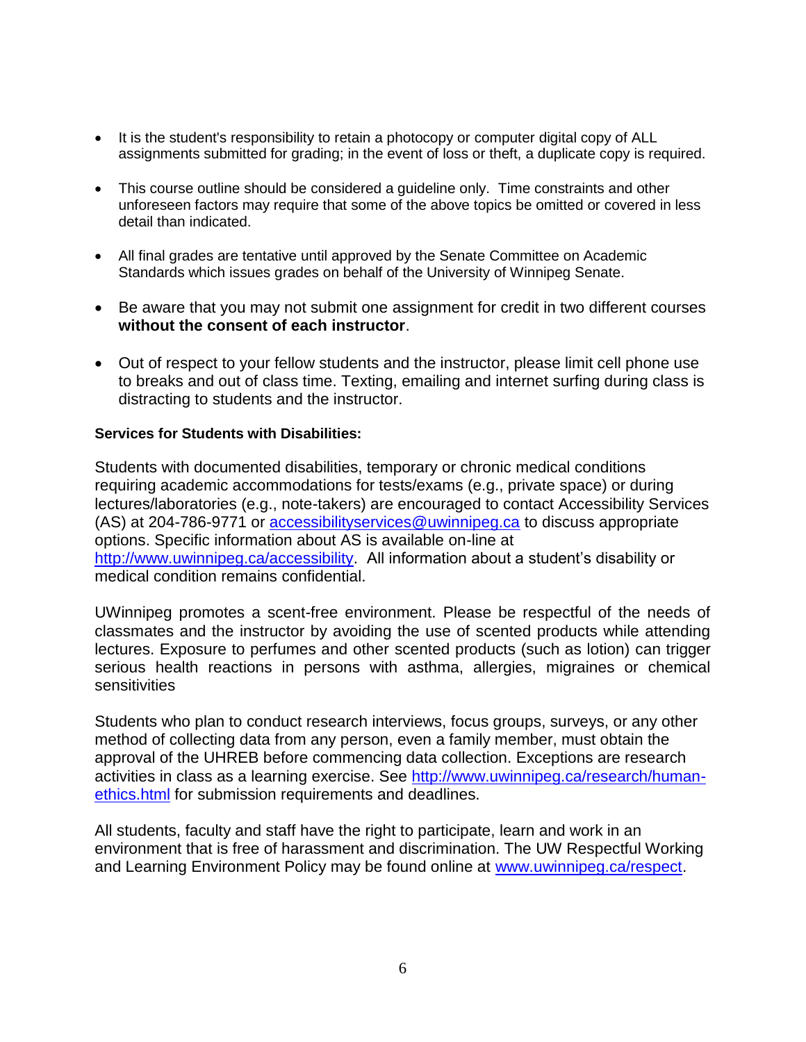- It is the student's responsibility to retain a photocopy or computer digital copy of ALL assignments submitted for grading; in the event of loss or theft, a duplicate copy is required.

- This course outline should be considered a guideline only. Time constraints and other unforeseen factors may require that some of the above topics be omitted or covered in less detail than indicated.

- All final grades are tentative until approved by the Senate Committee on Academic Standards which issues grades on behalf of the University of Winnipeg Senate.

- Be aware that you may not submit one assignment for credit in two different courses **without the consent of each instructor**.

- Out of respect to your fellow students and the instructor, please limit cell phone use to breaks and out of class time. Texting, emailing and internet surfing during class is distracting to students and the instructor.

**Services for Students with Disabilities:**

Students with documented disabilities, temporary or chronic medical conditions requiring academic accommodations for tests/exams (e.g., private space) or during lectures/laboratories (e.g., note-takers) are encouraged to contact Accessibility Services (AS) at 204-786-9771 or accessibilityservices@uwinnipeg.ca to discuss appropriate options. Specific information about AS is available on-line at http://www.uwinnipeg.ca/accessibility. All information about a student's disability or medical condition remains confidential.

UWinnipeg promotes a scent-free environment. Please be respectful of the needs of classmates and the instructor by avoiding the use of scented products while attending lectures. Exposure to perfumes and other scented products (such as lotion) can trigger serious health reactions in persons with asthma, allergies, migraines or chemical sensitivities

Students who plan to conduct research interviews, focus groups, surveys, or any other method of collecting data from any person, even a family member, must obtain the approval of the UHREB before commencing data collection. Exceptions are research activities in class as a learning exercise. See http://www.uwinnipeg.ca/research/human-ethics.html for submission requirements and deadlines.

All students, faculty and staff have the right to participate, learn and work in an environment that is free of harassment and discrimination. The UW Respectful Working and Learning Environment Policy may be found online at www.uwinnipeg.ca/respect.